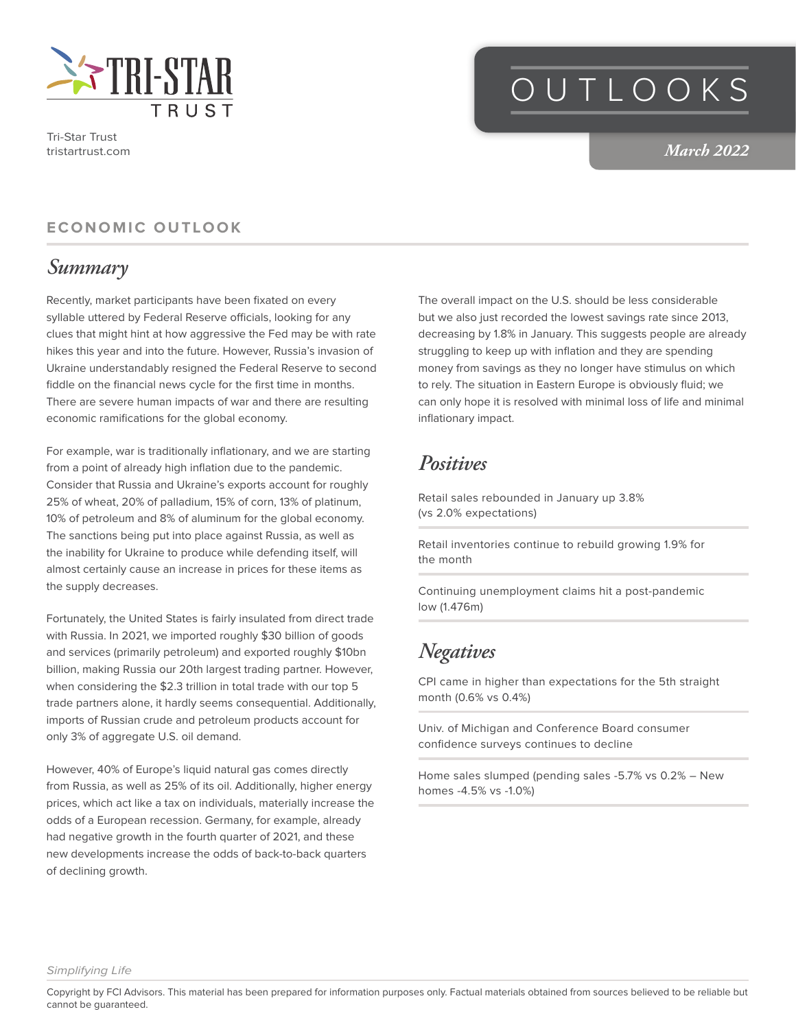Tri-Star Trust
tristartrust.com

# OUTLOOKS

*March 2022*

## ECONOMIC OUTLOOK

### *Summary*

Recently, market participants have been fixated on every syllable uttered by Federal Reserve officials, looking for any clues that might hint at how aggressive the Fed may be with rate hikes this year and into the future. However, Russia's invasion of Ukraine understandably resigned the Federal Reserve to second fiddle on the financial news cycle for the first time in months. There are severe human impacts of war and there are resulting economic ramifications for the global economy.

For example, war is traditionally inflationary, and we are starting from a point of already high inflation due to the pandemic. Consider that Russia and Ukraine's exports account for roughly 25% of wheat, 20% of palladium, 15% of corn, 13% of platinum, 10% of petroleum and 8% of aluminum for the global economy. The sanctions being put into place against Russia, as well as the inability for Ukraine to produce while defending itself, will almost certainly cause an increase in prices for these items as the supply decreases.

Fortunately, the United States is fairly insulated from direct trade with Russia. In 2021, we imported roughly $30 billion of goods and services (primarily petroleum) and exported roughly $10bn billion, making Russia our 20th largest trading partner. However, when considering the $2.3 trillion in total trade with our top 5 trade partners alone, it hardly seems consequential. Additionally, imports of Russian crude and petroleum products account for only 3% of aggregate U.S. oil demand.

However, 40% of Europe's liquid natural gas comes directly from Russia, as well as 25% of its oil. Additionally, higher energy prices, which act like a tax on individuals, materially increase the odds of a European recession. Germany, for example, already had negative growth in the fourth quarter of 2021, and these new developments increase the odds of back-to-back quarters of declining growth.

The overall impact on the U.S. should be less considerable but we also just recorded the lowest savings rate since 2013, decreasing by 1.8% in January. This suggests people are already struggling to keep up with inflation and they are spending money from savings as they no longer have stimulus on which to rely. The situation in Eastern Europe is obviously fluid; we can only hope it is resolved with minimal loss of life and minimal inflationary impact.

### *Positives*

Retail sales rebounded in January up 3.8% (vs 2.0% expectations)

Retail inventories continue to rebuild growing 1.9% for the month

Continuing unemployment claims hit a post-pandemic low (1.476m)

### *Negatives*

CPI came in higher than expectations for the 5th straight month (0.6% vs 0.4%)

Univ. of Michigan and Conference Board consumer confidence surveys continues to decline

Home sales slumped (pending sales -5.7% vs 0.2% – New homes -4.5% vs -1.0%)

*Simplifying Life*

Copyright by FCI Advisors. This material has been prepared for information purposes only. Factual materials obtained from sources believed to be reliable but cannot be guaranteed.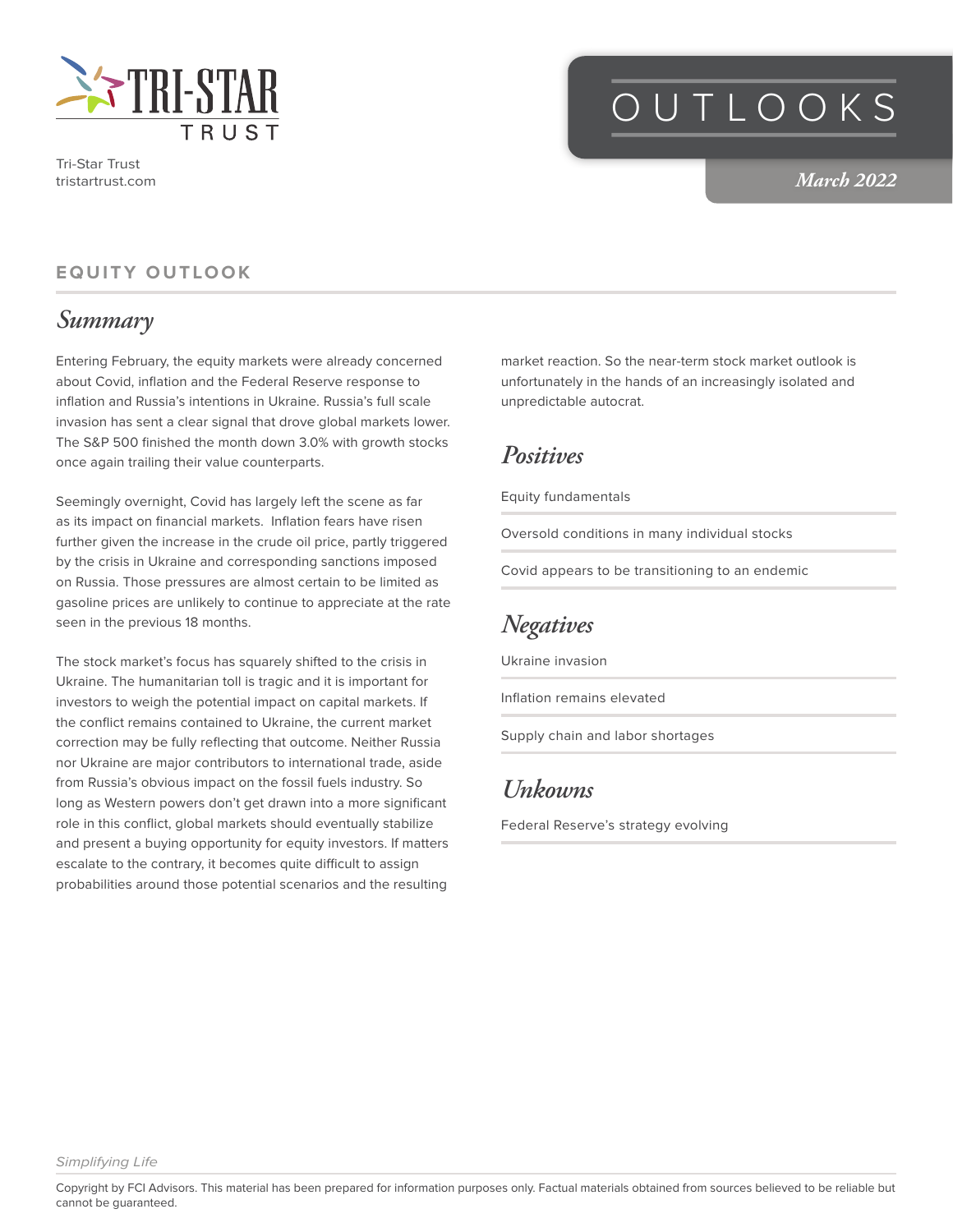# OUTLOOKS

*March 2022*

Tri-Star Trust
tristartrust.com

## EQUITY OUTLOOK

### *Summary*

Entering February, the equity markets were already concerned about Covid, inflation and the Federal Reserve response to inflation and Russia's intentions in Ukraine. Russia's full scale invasion has sent a clear signal that drove global markets lower. The S&P 500 finished the month down 3.0% with growth stocks once again trailing their value counterparts.

Seemingly overnight, Covid has largely left the scene as far as its impact on financial markets. Inflation fears have risen further given the increase in the crude oil price, partly triggered by the crisis in Ukraine and corresponding sanctions imposed on Russia. Those pressures are almost certain to be limited as gasoline prices are unlikely to continue to appreciate at the rate seen in the previous 18 months.

The stock market's focus has squarely shifted to the crisis in Ukraine. The humanitarian toll is tragic and it is important for investors to weigh the potential impact on capital markets. If the conflict remains contained to Ukraine, the current market correction may be fully reflecting that outcome. Neither Russia nor Ukraine are major contributors to international trade, aside from Russia's obvious impact on the fossil fuels industry. So long as Western powers don't get drawn into a more significant role in this conflict, global markets should eventually stabilize and present a buying opportunity for equity investors. If matters escalate to the contrary, it becomes quite difficult to assign probabilities around those potential scenarios and the resulting market reaction. So the near-term stock market outlook is unfortunately in the hands of an increasingly isolated and unpredictable autocrat.

### *Positives*

- Equity fundamentals
- Oversold conditions in many individual stocks
- Covid appears to be transitioning to an endemic

### *Negatives*

- Ukraine invasion
- Inflation remains elevated
- Supply chain and labor shortages

### *Unkowns*

- Federal Reserve's strategy evolving

*Simplifying Life*

Copyright by FCI Advisors. This material has been prepared for information purposes only. Factual materials obtained from sources believed to be reliable but cannot be guaranteed.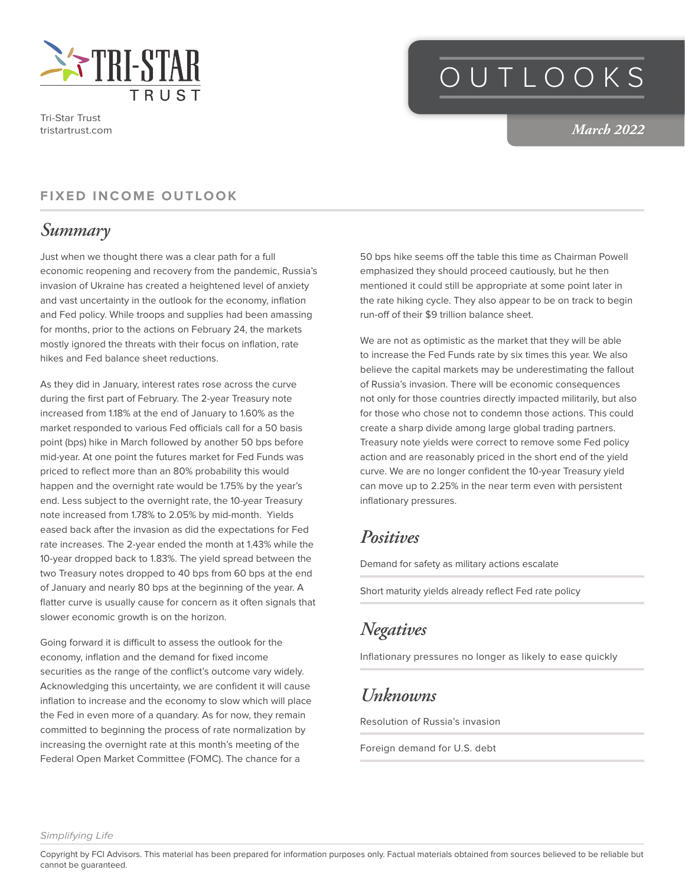# FIXED INCOME OUTLOOK

## *Summary*

Just when we thought there was a clear path for a full economic reopening and recovery from the pandemic, Russia's invasion of Ukraine has created a heightened level of anxiety and vast uncertainty in the outlook for the economy, inflation and Fed policy. While troops and supplies had been amassing for months, prior to the actions on February 24, the markets mostly ignored the threats with their focus on inflation, rate hikes and Fed balance sheet reductions.

As they did in January, interest rates rose across the curve during the first part of February. The 2-year Treasury note increased from 1.18% at the end of January to 1.60% as the market responded to various Fed officials call for a 50 basis point (bps) hike in March followed by another 50 bps before mid-year. At one point the futures market for Fed Funds was priced to reflect more than an 80% probability this would happen and the overnight rate would be 1.75% by the year's end. Less subject to the overnight rate, the 10-year Treasury note increased from 1.78% to 2.05% by mid-month. Yields eased back after the invasion as did the expectations for Fed rate increases. The 2-year ended the month at 1.43% while the 10-year dropped back to 1.83%. The yield spread between the two Treasury notes dropped to 40 bps from 60 bps at the end of January and nearly 80 bps at the beginning of the year. A flatter curve is usually cause for concern as it often signals that slower economic growth is on the horizon.

Going forward it is difficult to assess the outlook for the economy, inflation and the demand for fixed income securities as the range of the conflict's outcome vary widely. Acknowledging this uncertainty, we are confident it will cause inflation to increase and the economy to slow which will place the Fed in even more of a quandary. As for now, they remain committed to beginning the process of rate normalization by increasing the overnight rate at this month's meeting of the Federal Open Market Committee (FOMC). The chance for a 50 bps hike seems off the table this time as Chairman Powell emphasized they should proceed cautiously, but he then mentioned it could still be appropriate at some point later in the rate hiking cycle. They also appear to be on track to begin run-off of their $9 trillion balance sheet.

We are not as optimistic as the market that they will be able to increase the Fed Funds rate by six times this year. We also believe the capital markets may be underestimating the fallout of Russia's invasion. There will be economic consequences not only for those countries directly impacted militarily, but also for those who chose not to condemn those actions. This could create a sharp divide among large global trading partners. Treasury note yields were correct to remove some Fed policy action and are reasonably priced in the short end of the yield curve. We are no longer confident the 10-year Treasury yield can move up to 2.25% in the near term even with persistent inflationary pressures.

## *Positives*

Demand for safety as military actions escalate

Short maturity yields already reflect Fed rate policy

## *Negatives*

Inflationary pressures no longer as likely to ease quickly

## *Unknowns*

Resolution of Russia's invasion

Foreign demand for U.S. debt

*Simplifying Life*

Copyright by FCI Advisors. This material has been prepared for information purposes only. Factual materials obtained from sources believed to be reliable but cannot be guaranteed.